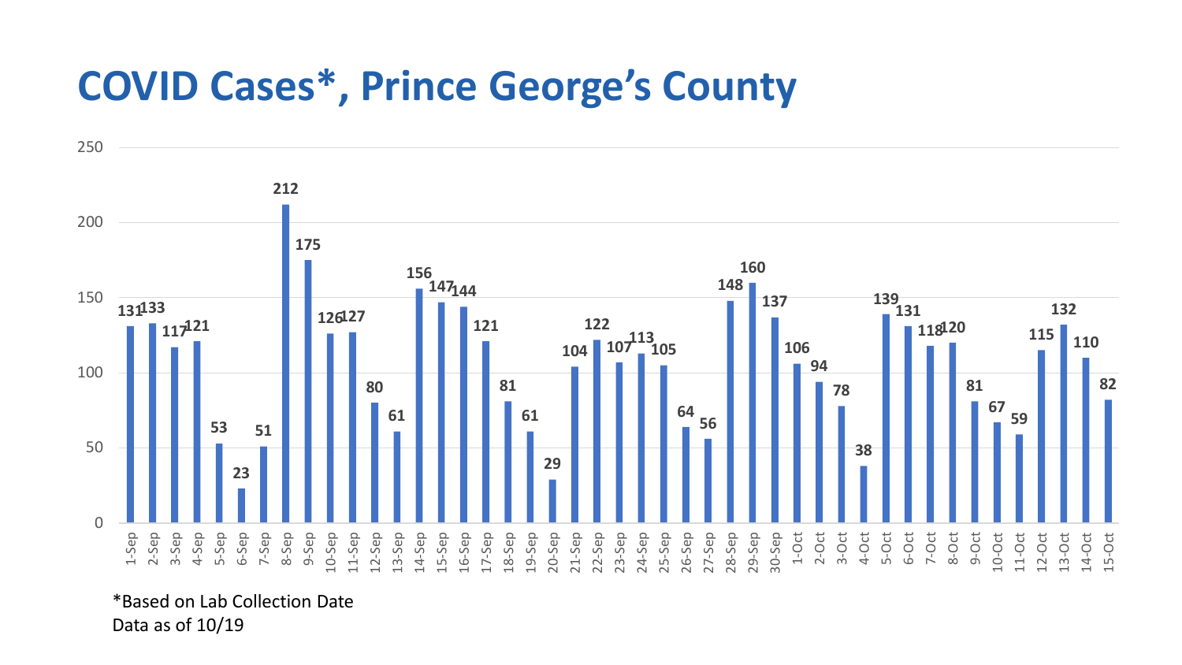# COVID Cases*, Prince George's County

| Date | Cases |
| --- | --- |
| 1-Sep | 131 |
| 2-Sep | 133 |
| 3-Sep | 117 |
| 4-Sep | 121 |
| 5-Sep | 53 |
| 6-Sep | 23 |
| 7-Sep | 51 |
| 8-Sep | 212 |
| 9-Sep | 175 |
| 10-Sep | 126 |
| 11-Sep | 127 |
| 12-Sep | 80 |
| 13-Sep | 61 |
| 14-Sep | 156 |
| 15-Sep | 147 |
| 16-Sep | 144 |
| 17-Sep | 121 |
| 18-Sep | 81 |
| 19-Sep | 61 |
| 20-Sep | 29 |
| 21-Sep | 104 |
| 22-Sep | 122 |
| 23-Sep | 107 |
| 24-Sep | 113 |
| 25-Sep | 105 |
| 26-Sep | 64 |
| 27-Sep | 56 |
| 28-Sep | 148 |
| 29-Sep | 160 |
| 30-Sep | 137 |
| 1-Oct | 106 |
| 2-Oct | 94 |
| 3-Oct | 78 |
| 4-Oct | 38 |
| 5-Oct | 139 |
| 6-Oct | 131 |
| 7-Oct | 118 |
| 8-Oct | 120 |
| 9-Oct | 81 |
| 10-Oct | 67 |
| 11-Oct | 59 |
| 12-Oct | 115 |
| 13-Oct | 132 |
| 14-Oct | 110 |
| 15-Oct | 82 |

*Based on Lab Collection Date
Data as of 10/19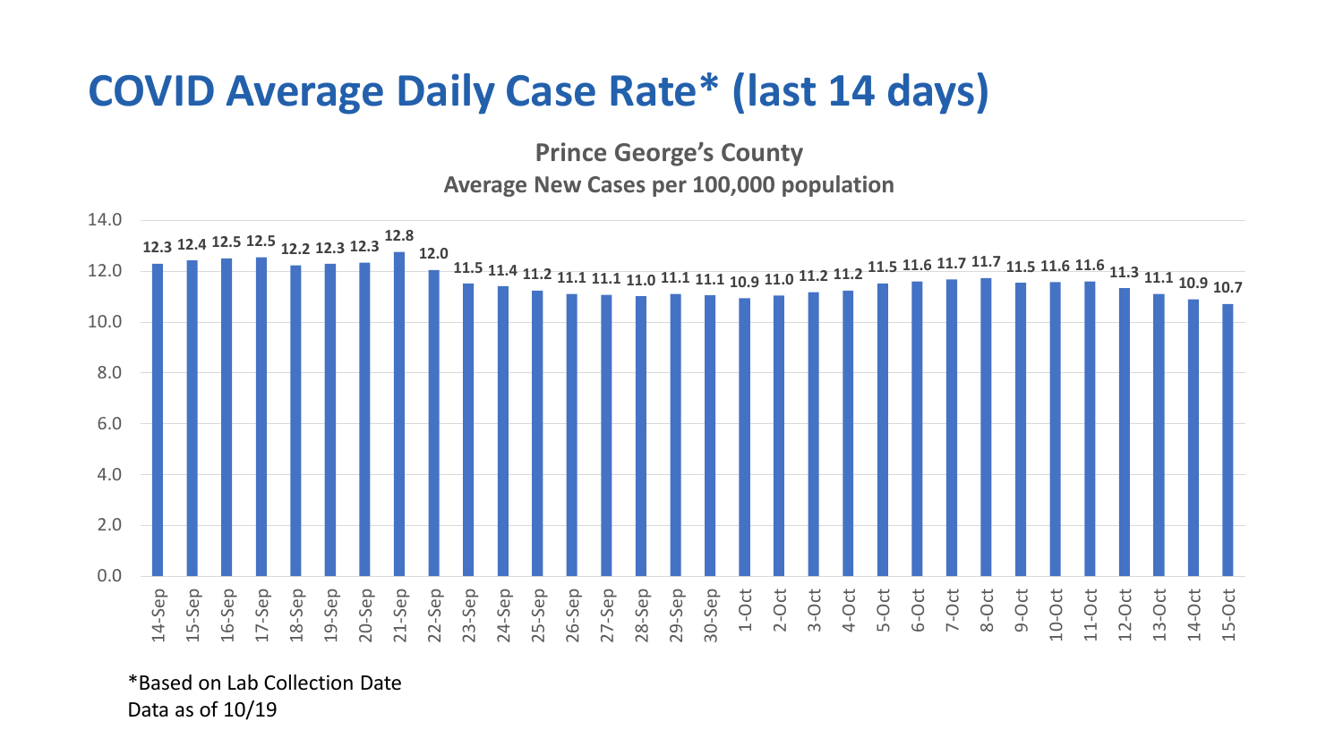# COVID Average Daily Case Rate* (last 14 days)

**Prince George's County**

**Average New Cases per 100,000 population**

| Date | Rate |
|---|---|
| 14-Sep | 12.3 |
| 15-Sep | 12.4 |
| 16-Sep | 12.5 |
| 17-Sep | 12.5 |
| 18-Sep | 12.2 |
| 19-Sep | 12.3 |
| 20-Sep | 12.3 |
| 21-Sep | 12.8 |
| 22-Sep | 12.0 |
| 23-Sep | 11.5 |
| 24-Sep | 11.4 |
| 25-Sep | 11.2 |
| 26-Sep | 11.1 |
| 27-Sep | 11.1 |
| 28-Sep | 11.0 |
| 29-Sep | 11.1 |
| 30-Sep | 11.1 |
| 1-Oct | 10.9 |
| 2-Oct | 11.0 |
| 3-Oct | 11.2 |
| 4-Oct | 11.2 |
| 5-Oct | 11.5 |
| 6-Oct | 11.6 |
| 7-Oct | 11.7 |
| 8-Oct | 11.7 |
| 9-Oct | 11.5 |
| 10-Oct | 11.6 |
| 11-Oct | 11.6 |
| 12-Oct | 11.3 |
| 13-Oct | 11.1 |
| 14-Oct | 10.9 |
| 15-Oct | 10.7 |

*Based on Lab Collection Date

Data as of 10/19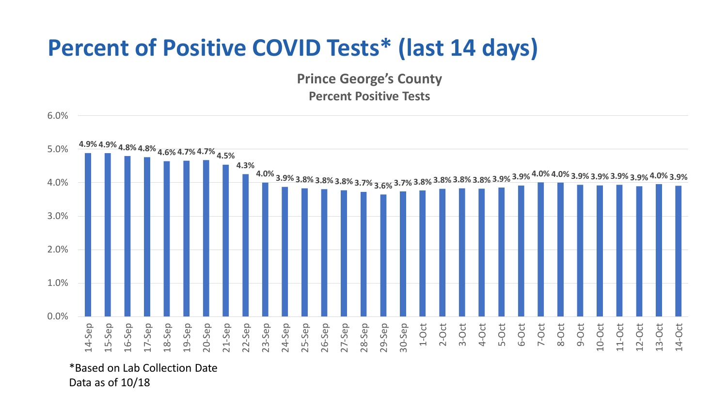# Percent of Positive COVID Tests* (last 14 days)

Prince George's County
Percent Positive Tests

6.0%
5.0%
4.0%
3.0%
2.0%
1.0%
0.0%

4.9% 4.9% 4.8% 4.8% 4.6% 4.7% 4.7% 4.5% 4.3% 4.0% 3.9% 3.8% 3.8% 3.8% 3.7% 3.6% 3.7% 3.8% 3.8% 3.8% 3.8% 3.9% 3.9% 4.0% 4.0% 3.9% 3.9% 3.9% 3.9% 4.0% 3.9%

14-Sep 15-Sep 16-Sep 17-Sep 18-Sep 19-Sep 20-Sep 21-Sep 22-Sep 23-Sep 24-Sep 25-Sep 26-Sep 27-Sep 28-Sep 29-Sep 30-Sep 1-Oct 2-Oct 3-Oct 4-Oct 5-Oct 6-Oct 7-Oct 8-Oct 9-Oct 10-Oct 11-Oct 12-Oct 13-Oct 14-Oct

*Based on Lab Collection Date
Data as of 10/18